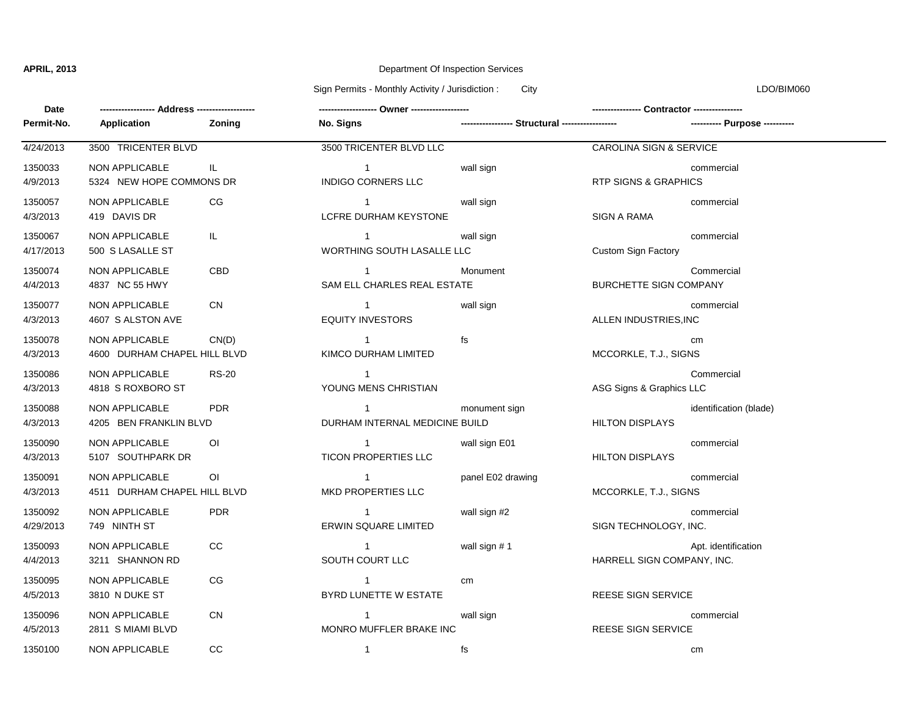**APRIL, 2013**

Department Of Inspection Services

Sign Permits - Monthly Activity / Jurisdiction : City

LDO/BIM060

| Date / Permit-No. | Address / Application | Zoning | Owner / No. Signs | Structural | Contractor / Purpose |
|---|---|---|---|---|---|
| 4/24/2013 | 3500 TRICENTER BLVD | | 3500 TRICENTER BLVD LLC | | CAROLINA SIGN & SERVICE |
| 1350033 | NON APPLICABLE | IL | 1 | wall sign | commercial |
| 4/9/2013 | 5324 NEW HOPE COMMONS DR | | INDIGO CORNERS LLC | | RTP SIGNS & GRAPHICS |
| 1350057 | NON APPLICABLE | CG | 1 | wall sign | commercial |
| 4/3/2013 | 419 DAVIS DR | | LCFRE DURHAM KEYSTONE | | SIGN A RAMA |
| 1350067 | NON APPLICABLE | IL | 1 | wall sign | commercial |
| 4/17/2013 | 500 S LASALLE ST | | WORTHING SOUTH LASALLE LLC | | Custom Sign Factory |
| 1350074 | NON APPLICABLE | CBD | 1 | Monument | Commercial |
| 4/4/2013 | 4837 NC 55 HWY | | SAM ELL CHARLES REAL ESTATE | | BURCHETTE SIGN COMPANY |
| 1350077 | NON APPLICABLE | CN | 1 | wall sign | commercial |
| 4/3/2013 | 4607 S ALSTON AVE | | EQUITY INVESTORS | | ALLEN INDUSTRIES,INC |
| 1350078 | NON APPLICABLE | CN(D) | 1 | fs | cm |
| 4/3/2013 | 4600 DURHAM CHAPEL HILL BLVD | | KIMCO DURHAM LIMITED | | MCCORKLE, T.J., SIGNS |
| 1350086 | NON APPLICABLE | RS-20 | 1 | | Commercial |
| 4/3/2013 | 4818 S ROXBORO ST | | YOUNG MENS CHRISTIAN | | ASG Signs & Graphics LLC |
| 1350088 | NON APPLICABLE | PDR | 1 | monument sign | identification (blade) |
| 4/3/2013 | 4205 BEN FRANKLIN BLVD | | DURHAM INTERNAL MEDICINE BUILD | | HILTON DISPLAYS |
| 1350090 | NON APPLICABLE | OI | 1 | wall sign E01 | commercial |
| 4/3/2013 | 5107 SOUTHPARK DR | | TICON PROPERTIES LLC | | HILTON DISPLAYS |
| 1350091 | NON APPLICABLE | OI | 1 | panel E02 drawing | commercial |
| 4/3/2013 | 4511 DURHAM CHAPEL HILL BLVD | | MKD PROPERTIES LLC | | MCCORKLE, T.J., SIGNS |
| 1350092 | NON APPLICABLE | PDR | 1 | wall sign #2 | commercial |
| 4/29/2013 | 749 NINTH ST | | ERWIN SQUARE LIMITED | | SIGN TECHNOLOGY, INC. |
| 1350093 | NON APPLICABLE | CC | 1 | wall sign # 1 | Apt. identification |
| 4/4/2013 | 3211 SHANNON RD | | SOUTH COURT LLC | | HARRELL SIGN COMPANY, INC. |
| 1350095 | NON APPLICABLE | CG | 1 | cm | |
| 4/5/2013 | 3810 N DUKE ST | | BYRD LUNETTE W ESTATE | | REESE SIGN SERVICE |
| 1350096 | NON APPLICABLE | CN | 1 | wall sign | commercial |
| 4/5/2013 | 2811 S MIAMI BLVD | | MONRO MUFFLER BRAKE INC | | REESE SIGN SERVICE |
| 1350100 | NON APPLICABLE | CC | 1 | fs | cm |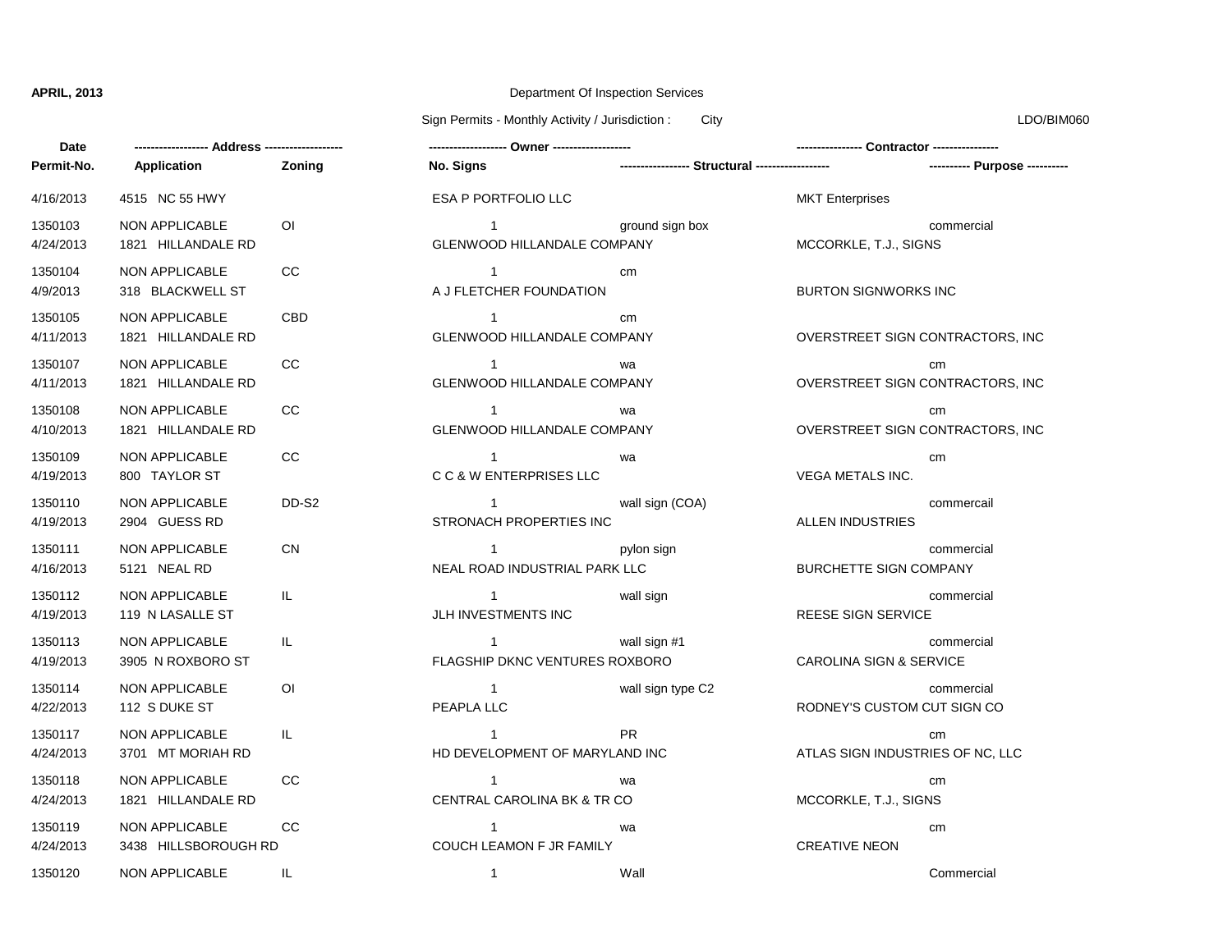**APRIL, 2013**

Department Of Inspection Services

Sign Permits - Monthly Activity / Jurisdiction : City

LDO/BIM060

| Date / Permit-No. | Address / Application | Zoning | Owner / No. Signs | Structural | Contractor / Purpose |
|---|---|---|---|---|---|
| 4/16/2013 | 4515 NC 55 HWY | | ESA P PORTFOLIO LLC | | MKT Enterprises |
| 1350103 | NON APPLICABLE | OI | 1 | ground sign box | commercial |
| 4/24/2013 | 1821 HILLANDALE RD | | GLENWOOD HILLANDALE COMPANY | | MCCORKLE, T.J., SIGNS |
| 1350104 | NON APPLICABLE | CC | 1 | cm | |
| 4/9/2013 | 318 BLACKWELL ST | | A J FLETCHER FOUNDATION | | BURTON SIGNWORKS INC |
| 1350105 | NON APPLICABLE | CBD | 1 | cm | |
| 4/11/2013 | 1821 HILLANDALE RD | | GLENWOOD HILLANDALE COMPANY | | OVERSTREET SIGN CONTRACTORS, INC |
| 1350107 | NON APPLICABLE | CC | 1 | wa | cm |
| 4/11/2013 | 1821 HILLANDALE RD | | GLENWOOD HILLANDALE COMPANY | | OVERSTREET SIGN CONTRACTORS, INC |
| 1350108 | NON APPLICABLE | CC | 1 | wa | cm |
| 4/10/2013 | 1821 HILLANDALE RD | | GLENWOOD HILLANDALE COMPANY | | OVERSTREET SIGN CONTRACTORS, INC |
| 1350109 | NON APPLICABLE | CC | 1 | wa | cm |
| 4/19/2013 | 800 TAYLOR ST | | C C & W ENTERPRISES LLC | | VEGA METALS INC. |
| 1350110 | NON APPLICABLE | DD-S2 | 1 | wall sign (COA) | commercail |
| 4/19/2013 | 2904 GUESS RD | | STRONACH PROPERTIES INC | | ALLEN INDUSTRIES |
| 1350111 | NON APPLICABLE | CN | 1 | pylon sign | commercial |
| 4/16/2013 | 5121 NEAL RD | | NEAL ROAD INDUSTRIAL PARK LLC | | BURCHETTE SIGN COMPANY |
| 1350112 | NON APPLICABLE | IL | 1 | wall sign | commercial |
| 4/19/2013 | 119 N LASALLE ST | | JLH INVESTMENTS INC | | REESE SIGN SERVICE |
| 1350113 | NON APPLICABLE | IL | 1 | wall sign #1 | commercial |
| 4/19/2013 | 3905 N ROXBORO ST | | FLAGSHIP DKNC VENTURES ROXBORO | | CAROLINA SIGN & SERVICE |
| 1350114 | NON APPLICABLE | OI | 1 | wall sign type C2 | commercial |
| 4/22/2013 | 112 S DUKE ST | | PEAPLA LLC | | RODNEY'S CUSTOM CUT SIGN CO |
| 1350117 | NON APPLICABLE | IL | 1 | PR | cm |
| 4/24/2013 | 3701 MT MORIAH RD | | HD DEVELOPMENT OF MARYLAND INC | | ATLAS SIGN INDUSTRIES OF NC, LLC |
| 1350118 | NON APPLICABLE | CC | 1 | wa | cm |
| 4/24/2013 | 1821 HILLANDALE RD | | CENTRAL CAROLINA BK & TR CO | | MCCORKLE, T.J., SIGNS |
| 1350119 | NON APPLICABLE | CC | 1 | wa | cm |
| 4/24/2013 | 3438 HILLSBOROUGH RD | | COUCH LEAMON F JR FAMILY | | CREATIVE NEON |
| 1350120 | NON APPLICABLE | IL | 1 | Wall | Commercial |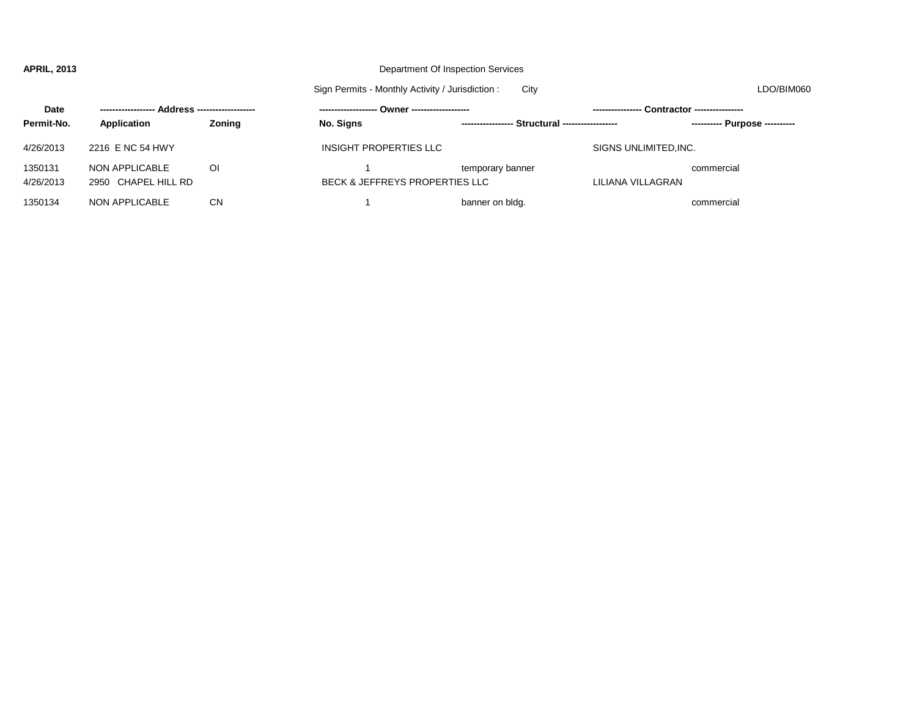APRIL, 2013

Department Of Inspection Services

Sign Permits - Monthly Activity / Jurisdiction : City

LDO/BIM060

| Date | ------------------ Address ------------------- | | ------------------- Owner ------------------- | | ---------------- Contractor ---------------- | |
|---|---|---|---|---|---|---|
| Permit-No. | Application | Zoning | No. Signs | ----------------- Structural ------------------ | | ---------- Purpose ---------- |
| 4/26/2013 | 2216 E NC 54 HWY | | INSIGHT PROPERTIES LLC | | SIGNS UNLIMITED,INC. | |
| 1350131 | NON APPLICABLE | OI | 1 | temporary banner | | commercial |
| 4/26/2013 | 2950 CHAPEL HILL RD | | BECK & JEFFREYS PROPERTIES LLC | | LILIANA VILLAGRAN | |
| 1350134 | NON APPLICABLE | CN | 1 | banner on bldg. | | commercial |